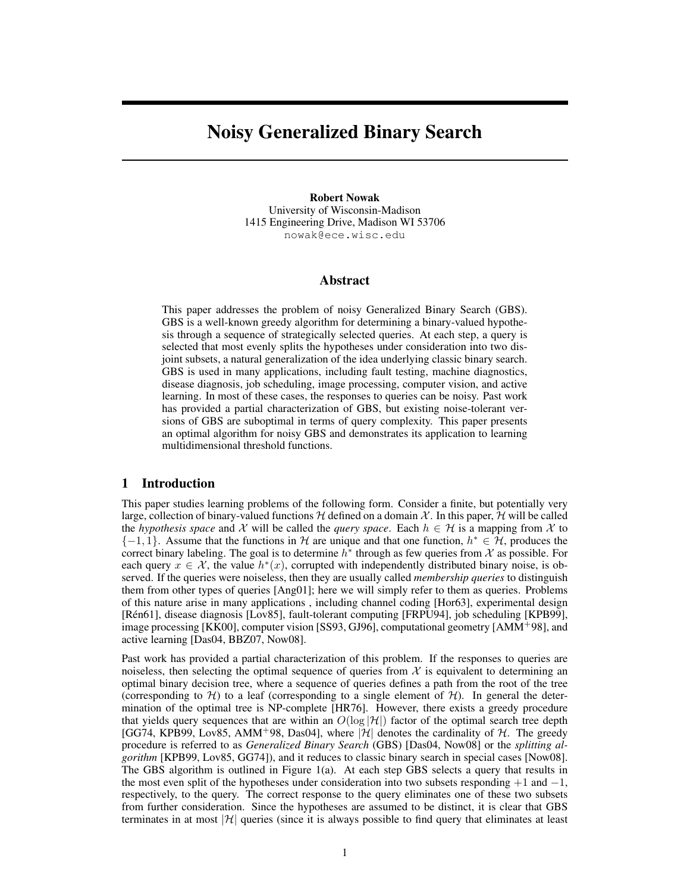# Noisy Generalized Binary Search

**Robert Nowak**
University of Wisconsin-Madison
1415 Engineering Drive, Madison WI 53706
nowak@ece.wisc.edu

## Abstract

This paper addresses the problem of noisy Generalized Binary Search (GBS). GBS is a well-known greedy algorithm for determining a binary-valued hypothesis through a sequence of strategically selected queries. At each step, a query is selected that most evenly splits the hypotheses under consideration into two disjoint subsets, a natural generalization of the idea underlying classic binary search. GBS is used in many applications, including fault testing, machine diagnostics, disease diagnosis, job scheduling, image processing, computer vision, and active learning. In most of these cases, the responses to queries can be noisy. Past work has provided a partial characterization of GBS, but existing noise-tolerant versions of GBS are suboptimal in terms of query complexity. This paper presents an optimal algorithm for noisy GBS and demonstrates its application to learning multidimensional threshold functions.

## 1 Introduction

This paper studies learning problems of the following form. Consider a finite, but potentially very large, collection of binary-valued functions $\mathcal{H}$ defined on a domain $\mathcal{X}$. In this paper, $\mathcal{H}$ will be called the *hypothesis space* and $\mathcal{X}$ will be called the *query space*. Each $h \in \mathcal{H}$ is a mapping from $\mathcal{X}$ to $\{-1, 1\}$. Assume that the functions in $\mathcal{H}$ are unique and that one function, $h^* \in \mathcal{H}$, produces the correct binary labeling. The goal is to determine $h^*$ through as few queries from $\mathcal{X}$ as possible. For each query $x \in \mathcal{X}$, the value $h^*(x)$, corrupted with independently distributed binary noise, is observed. If the queries were noiseless, then they are usually called *membership queries* to distinguish them from other types of queries [Ang01]; here we will simply refer to them as queries. Problems of this nature arise in many applications , including channel coding [Hor63], experimental design [Rén61], disease diagnosis [Lov85], fault-tolerant computing [FRPU94], job scheduling [KPB99], image processing [KK00], computer vision [SS93, GJ96], computational geometry [AMM+98], and active learning [Das04, BBZ07, Now08].

Past work has provided a partial characterization of this problem. If the responses to queries are noiseless, then selecting the optimal sequence of queries from $\mathcal{X}$ is equivalent to determining an optimal binary decision tree, where a sequence of queries defines a path from the root of the tree (corresponding to $\mathcal{H}$) to a leaf (corresponding to a single element of $\mathcal{H}$). In general the determination of the optimal tree is NP-complete [HR76]. However, there exists a greedy procedure that yields query sequences that are within an $O(\log |\mathcal{H}|)$ factor of the optimal search tree depth [GG74, KPB99, Lov85, AMM+98, Das04], where $|\mathcal{H}|$ denotes the cardinality of $\mathcal{H}$. The greedy procedure is referred to as *Generalized Binary Search* (GBS) [Das04, Now08] or the *splitting algorithm* [KPB99, Lov85, GG74]), and it reduces to classic binary search in special cases [Now08]. The GBS algorithm is outlined in Figure 1(a). At each step GBS selects a query that results in the most even split of the hypotheses under consideration into two subsets responding $+1$ and $-1$, respectively, to the query. The correct response to the query eliminates one of these two subsets from further consideration. Since the hypotheses are assumed to be distinct, it is clear that GBS terminates in at most $|\mathcal{H}|$ queries (since it is always possible to find query that eliminates at least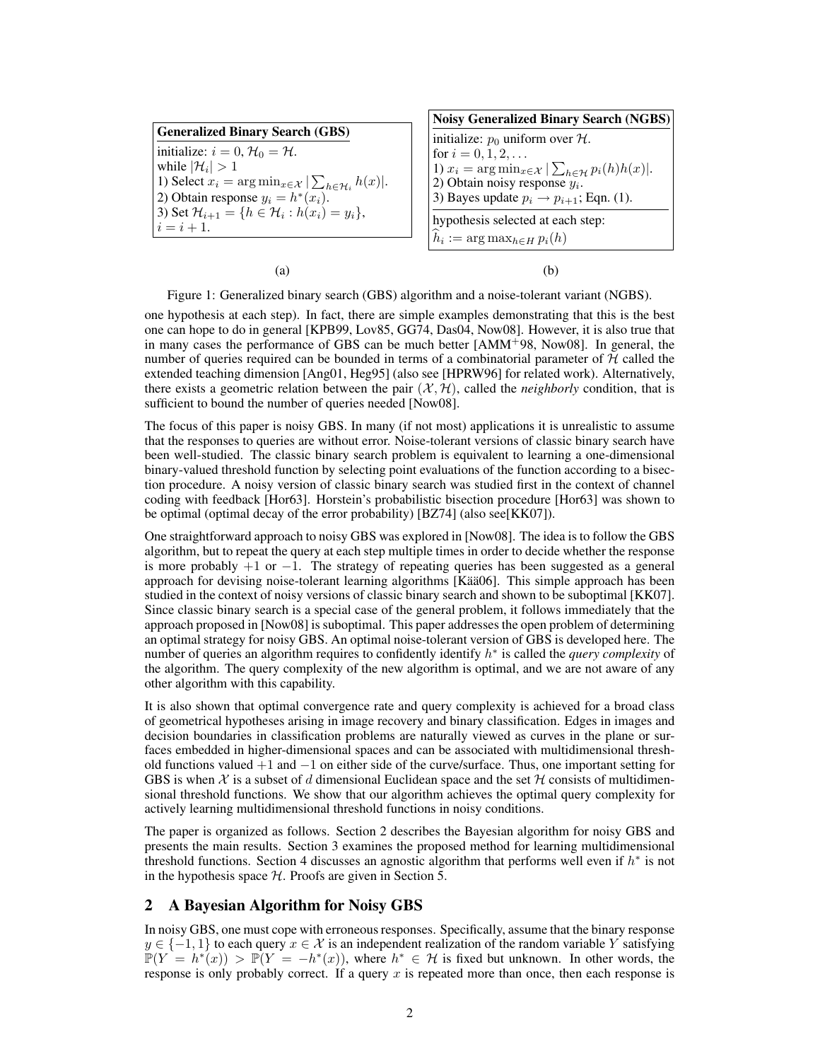**Generalized Binary Search (GBS)**

initialize: $i = 0$, $\mathcal{H}_0 = \mathcal{H}$.
while $|\mathcal{H}_i| > 1$
1) Select $x_i = \arg\min_{x \in \mathcal{X}} |\sum_{h \in \mathcal{H}_i} h(x)|$.
2) Obtain response $y_i = h^*(x_i)$.
3) Set $\mathcal{H}_{i+1} = \{h \in \mathcal{H}_i : h(x_i) = y_i\}$,
$i = i + 1$.

(a)

**Noisy Generalized Binary Search (NGBS)**

initialize: $p_0$ uniform over $\mathcal{H}$.
for $i = 0, 1, 2, \ldots$
1) $x_i = \arg\min_{x \in \mathcal{X}} |\sum_{h \in \mathcal{H}} p_i(h) h(x)|$.
2) Obtain noisy response $y_i$.
3) Bayes update $p_i \to p_{i+1}$; Eqn. (1).

hypothesis selected at each step:
$\widehat{h}_i := \arg\max_{h \in H} p_i(h)$

(b)

Figure 1: Generalized binary search (GBS) algorithm and a noise-tolerant variant (NGBS).

one hypothesis at each step). In fact, there are simple examples demonstrating that this is the best one can hope to do in general [KPB99, Lov85, GG74, Das04, Now08]. However, it is also true that in many cases the performance of GBS can be much better [AMM+98, Now08]. In general, the number of queries required can be bounded in terms of a combinatorial parameter of $\mathcal{H}$ called the extended teaching dimension [Ang01, Heg95] (also see [HPRW96] for related work). Alternatively, there exists a geometric relation between the pair $(\mathcal{X}, \mathcal{H})$, called the *neighborly* condition, that is sufficient to bound the number of queries needed [Now08].

The focus of this paper is noisy GBS. In many (if not most) applications it is unrealistic to assume that the responses to queries are without error. Noise-tolerant versions of classic binary search have been well-studied. The classic binary search problem is equivalent to learning a one-dimensional binary-valued threshold function by selecting point evaluations of the function according to a bisection procedure. A noisy version of classic binary search was studied first in the context of channel coding with feedback [Hor63]. Horstein's probabilistic bisection procedure [Hor63] was shown to be optimal (optimal decay of the error probability) [BZ74] (also see[KK07]).

One straightforward approach to noisy GBS was explored in [Now08]. The idea is to follow the GBS algorithm, but to repeat the query at each step multiple times in order to decide whether the response is more probably $+1$ or $-1$. The strategy of repeating queries has been suggested as a general approach for devising noise-tolerant learning algorithms [Kää06]. This simple approach has been studied in the context of noisy versions of classic binary search and shown to be suboptimal [KK07]. Since classic binary search is a special case of the general problem, it follows immediately that the approach proposed in [Now08] is suboptimal. This paper addresses the open problem of determining an optimal strategy for noisy GBS. An optimal noise-tolerant version of GBS is developed here. The number of queries an algorithm requires to confidently identify $h^*$ is called the *query complexity* of the algorithm. The query complexity of the new algorithm is optimal, and we are not aware of any other algorithm with this capability.

It is also shown that optimal convergence rate and query complexity is achieved for a broad class of geometrical hypotheses arising in image recovery and binary classification. Edges in images and decision boundaries in classification problems are naturally viewed as curves in the plane or surfaces embedded in higher-dimensional spaces and can be associated with multidimensional threshold functions valued $+1$ and $-1$ on either side of the curve/surface. Thus, one important setting for GBS is when $\mathcal{X}$ is a subset of $d$ dimensional Euclidean space and the set $\mathcal{H}$ consists of multidimensional threshold functions. We show that our algorithm achieves the optimal query complexity for actively learning multidimensional threshold functions in noisy conditions.

The paper is organized as follows. Section 2 describes the Bayesian algorithm for noisy GBS and presents the main results. Section 3 examines the proposed method for learning multidimensional threshold functions. Section 4 discusses an agnostic algorithm that performs well even if $h^*$ is not in the hypothesis space $\mathcal{H}$. Proofs are given in Section 5.

## 2 A Bayesian Algorithm for Noisy GBS

In noisy GBS, one must cope with erroneous responses. Specifically, assume that the binary response $y \in \{-1, 1\}$ to each query $x \in \mathcal{X}$ is an independent realization of the random variable $Y$ satisfying $\mathbb{P}(Y = h^*(x)) > \mathbb{P}(Y = -h^*(x))$, where $h^* \in \mathcal{H}$ is fixed but unknown. In other words, the response is only probably correct. If a query $x$ is repeated more than once, then each response is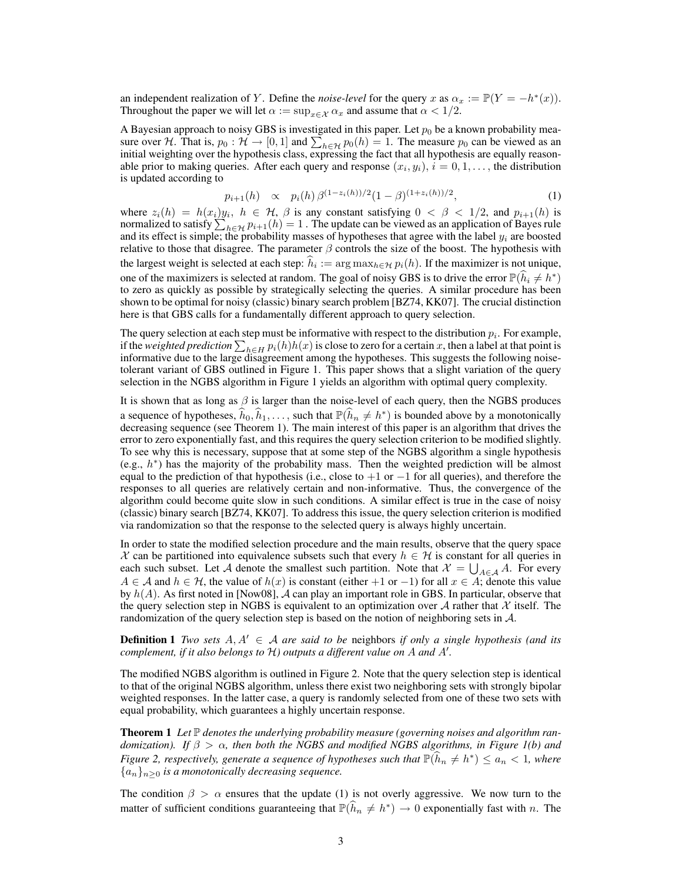an independent realization of $Y$. Define the *noise-level* for the query $x$ as $\alpha_x := \mathbb{P}(Y = -h^*(x))$. Throughout the paper we will let $\alpha := \sup_{x \in \mathcal{X}} \alpha_x$ and assume that $\alpha < 1/2$.

A Bayesian approach to noisy GBS is investigated in this paper. Let $p_0$ be a known probability measure over $\mathcal{H}$. That is, $p_0 : \mathcal{H} \to [0, 1]$ and $\sum_{h \in \mathcal{H}} p_0(h) = 1$. The measure $p_0$ can be viewed as an initial weighting over the hypothesis class, expressing the fact that all hypothesis are equally reasonable prior to making queries. After each query and response $(x_i, y_i)$, $i = 0, 1, \ldots$, the distribution is updated according to

$$p_{i+1}(h) \quad \propto \quad p_i(h)\, \beta^{(1-z_i(h))/2} (1-\beta)^{(1+z_i(h))/2}, \tag{1}$$

where $z_i(h) = h(x_i)y_i$, $h \in \mathcal{H}$, $\beta$ is any constant satisfying $0 < \beta < 1/2$, and $p_{i+1}(h)$ is normalized to satisfy $\sum_{h \in \mathcal{H}} p_{i+1}(h) = 1$ . The update can be viewed as an application of Bayes rule and its effect is simple; the probability masses of hypotheses that agree with the label $y_i$ are boosted relative to those that disagree. The parameter $\beta$ controls the size of the boost. The hypothesis with the largest weight is selected at each step: $\widehat{h}_i := \arg\max_{h \in \mathcal{H}} p_i(h)$. If the maximizer is not unique, one of the maximizers is selected at random. The goal of noisy GBS is to drive the error $\mathbb{P}(\widehat{h}_i \neq h^*)$ to zero as quickly as possible by strategically selecting the queries. A similar procedure has been shown to be optimal for noisy (classic) binary search problem [BZ74, KK07]. The crucial distinction here is that GBS calls for a fundamentally different approach to query selection.

The query selection at each step must be informative with respect to the distribution $p_i$. For example, if the *weighted prediction* $\sum_{h \in H} p_i(h)h(x)$ is close to zero for a certain $x$, then a label at that point is informative due to the large disagreement among the hypotheses. This suggests the following noise-tolerant variant of GBS outlined in Figure 1. This paper shows that a slight variation of the query selection in the NGBS algorithm in Figure 1 yields an algorithm with optimal query complexity.

It is shown that as long as $\beta$ is larger than the noise-level of each query, then the NGBS produces a sequence of hypotheses, $\widehat{h}_0, \widehat{h}_1, \ldots$, such that $\mathbb{P}(\widehat{h}_n \neq h^*)$ is bounded above by a monotonically decreasing sequence (see Theorem 1). The main interest of this paper is an algorithm that drives the error to zero exponentially fast, and this requires the query selection criterion to be modified slightly. To see why this is necessary, suppose that at some step of the NGBS algorithm a single hypothesis (e.g., $h^*$) has the majority of the probability mass. Then the weighted prediction will be almost equal to the prediction of that hypothesis (i.e., close to $+1$ or $-1$ for all queries), and therefore the responses to all queries are relatively certain and non-informative. Thus, the convergence of the algorithm could become quite slow in such conditions. A similar effect is true in the case of noisy (classic) binary search [BZ74, KK07]. To address this issue, the query selection criterion is modified via randomization so that the response to the selected query is always highly uncertain.

In order to state the modified selection procedure and the main results, observe that the query space $\mathcal{X}$ can be partitioned into equivalence subsets such that every $h \in \mathcal{H}$ is constant for all queries in each such subset. Let $\mathcal{A}$ denote the smallest such partition. Note that $\mathcal{X} = \bigcup_{A \in \mathcal{A}} A$. For every $A \in \mathcal{A}$ and $h \in \mathcal{H}$, the value of $h(x)$ is constant (either $+1$ or $-1$) for all $x \in A$; denote this value by $h(A)$. As first noted in [Now08], $\mathcal{A}$ can play an important role in GBS. In particular, observe that the query selection step in NGBS is equivalent to an optimization over $\mathcal{A}$ rather that $\mathcal{X}$ itself. The randomization of the query selection step is based on the notion of neighboring sets in $\mathcal{A}$.

**Definition 1** *Two sets $A, A' \in \mathcal{A}$ are said to be* neighbors *if only a single hypothesis (and its complement, if it also belongs to $\mathcal{H}$) outputs a different value on $A$ and $A'$.*

The modified NGBS algorithm is outlined in Figure 2. Note that the query selection step is identical to that of the original NGBS algorithm, unless there exist two neighboring sets with strongly bipolar weighted responses. In the latter case, a query is randomly selected from one of these two sets with equal probability, which guarantees a highly uncertain response.

**Theorem 1** *Let $\mathbb{P}$ denotes the underlying probability measure (governing noises and algorithm randomization). If $\beta > \alpha$, then both the NGBS and modified NGBS algorithms, in Figure 1(b) and Figure 2, respectively, generate a sequence of hypotheses such that $\mathbb{P}(\widehat{h}_n \neq h^*) \leq a_n < 1$, where $\{a_n\}_{n \geq 0}$ is a monotonically decreasing sequence.*

The condition $\beta > \alpha$ ensures that the update (1) is not overly aggressive. We now turn to the matter of sufficient conditions guaranteeing that $\mathbb{P}(\widehat{h}_n \neq h^*) \to 0$ exponentially fast with $n$. The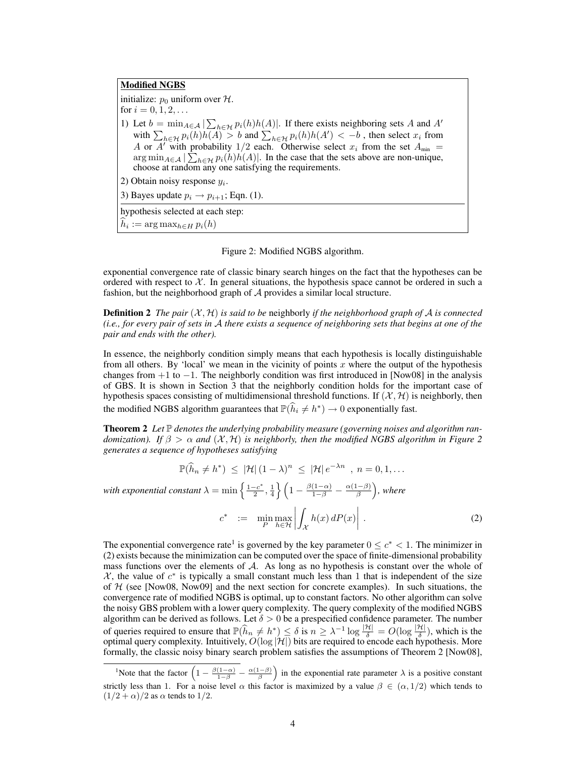**Modified NGBS**

initialize: $p_0$ uniform over $\mathcal{H}$.

for $i = 0, 1, 2, \ldots$

1) Let $b = \min_{A \in \mathcal{A}} |\sum_{h \in \mathcal{H}} p_i(h) h(A)|$. If there exists neighboring sets $A$ and $A'$ with $\sum_{h \in \mathcal{H}} p_i(h) h(A) > b$ and $\sum_{h \in \mathcal{H}} p_i(h) h(A') < -b$ , then select $x_i$ from $A$ or $A'$ with probability $1/2$ each. Otherwise select $x_i$ from the set $A_{\min} = \arg\min_{A \in \mathcal{A}} |\sum_{h \in \mathcal{H}} p_i(h) h(A)|$. In the case that the sets above are non-unique, choose at random any one satisfying the requirements.

2) Obtain noisy response $y_i$.

3) Bayes update $p_i \to p_{i+1}$; Eqn. (1).

hypothesis selected at each step:
$\widehat{h}_i := \arg\max_{h \in H} p_i(h)$

Figure 2: Modified NGBS algorithm.

exponential convergence rate of classic binary search hinges on the fact that the hypotheses can be ordered with respect to $\mathcal{X}$. In general situations, the hypothesis space cannot be ordered in such a fashion, but the neighborhood graph of $\mathcal{A}$ provides a similar local structure.

**Definition 2** *The pair $(\mathcal{X}, \mathcal{H})$ is said to be* neighborly *if the neighborhood graph of $\mathcal{A}$ is connected (i.e., for every pair of sets in $\mathcal{A}$ there exists a sequence of neighboring sets that begins at one of the pair and ends with the other).*

In essence, the neighborly condition simply means that each hypothesis is locally distinguishable from all others. By 'local' we mean in the vicinity of points $x$ where the output of the hypothesis changes from $+1$ to $-1$. The neighborly condition was first introduced in [Now08] in the analysis of GBS. It is shown in Section 3 that the neighborly condition holds for the important case of hypothesis spaces consisting of multidimensional threshold functions. If $(\mathcal{X}, \mathcal{H})$ is neighborly, then the modified NGBS algorithm guarantees that $\mathbb{P}(\widehat{h}_i \neq h^*) \to 0$ exponentially fast.

**Theorem 2** *Let $\mathbb{P}$ denotes the underlying probability measure (governing noises and algorithm randomization). If $\beta > \alpha$ and $(\mathcal{X}, \mathcal{H})$ is neighborly, then the modified NGBS algorithm in Figure 2 generates a sequence of hypotheses satisfying*

$$\mathbb{P}(\widehat{h}_n \neq h^*) \;\leq\; |\mathcal{H}|\,(1-\lambda)^n \;\leq\; |\mathcal{H}|\,e^{-\lambda n} \;\; , \; n = 0, 1, \ldots$$

*with exponential constant $\lambda = \min\left\{\frac{1-c^*}{2}, \frac{1}{4}\right\}\left(1 - \frac{\beta(1-\alpha)}{1-\beta} - \frac{\alpha(1-\beta)}{\beta}\right)$, where*

$$c^* \;\;:=\;\; \min_P \max_{h \in \mathcal{H}} \left| \int_{\mathcal{X}} h(x)\, dP(x) \right| \; . \tag{2}$$

The exponential convergence rate[1] is governed by the key parameter $0 \leq c^* < 1$. The minimizer in (2) exists because the minimization can be computed over the space of finite-dimensional probability mass functions over the elements of $\mathcal{A}$. As long as no hypothesis is constant over the whole of $\mathcal{X}$, the value of $c^*$ is typically a small constant much less than 1 that is independent of the size of $\mathcal{H}$ (see [Now08, Now09] and the next section for concrete examples). In such situations, the convergence rate of modified NGBS is optimal, up to constant factors. No other algorithm can solve the noisy GBS problem with a lower query complexity. The query complexity of the modified NGBS algorithm can be derived as follows. Let $\delta > 0$ be a prespecified confidence parameter. The number of queries required to ensure that $\mathbb{P}(\widehat{h}_n \neq h^*) \leq \delta$ is $n \geq \lambda^{-1} \log \frac{|\mathcal{H}|}{\delta} = O(\log \frac{|\mathcal{H}|}{\delta})$, which is the optimal query complexity. Intuitively, $O(\log |\mathcal{H}|)$ bits are required to encode each hypothesis. More formally, the classic noisy binary search problem satisfies the assumptions of Theorem 2 [Now08],

[1] Note that the factor $\left(1 - \frac{\beta(1-\alpha)}{1-\beta} - \frac{\alpha(1-\beta)}{\beta}\right)$ in the exponential rate parameter $\lambda$ is a positive constant strictly less than 1. For a noise level $\alpha$ this factor is maximized by a value $\beta \in (\alpha, 1/2)$ which tends to $(1/2 + \alpha)/2$ as $\alpha$ tends to $1/2$.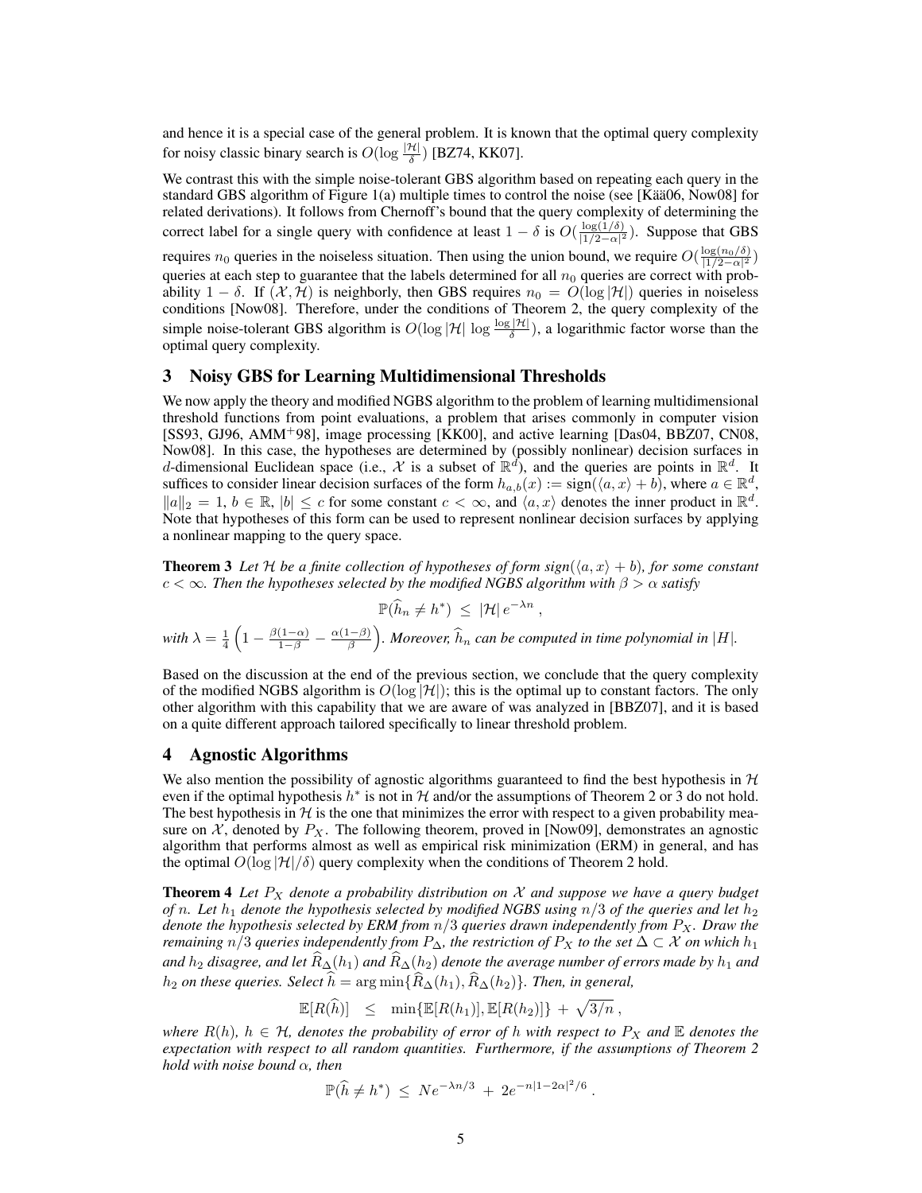and hence it is a special case of the general problem. It is known that the optimal query complexity for noisy classic binary search is $O(\log \frac{|\mathcal{H}|}{\delta})$ [BZ74, KK07].

We contrast this with the simple noise-tolerant GBS algorithm based on repeating each query in the standard GBS algorithm of Figure 1(a) multiple times to control the noise (see [Kää06, Now08] for related derivations). It follows from Chernoff's bound that the query complexity of determining the correct label for a single query with confidence at least $1-\delta$ is $O(\frac{\log(1/\delta)}{|1/2-\alpha|^2})$. Suppose that GBS requires $n_0$ queries in the noiseless situation. Then using the union bound, we require $O(\frac{\log(n_0/\delta)}{|1/2-\alpha|^2})$ queries at each step to guarantee that the labels determined for all $n_0$ queries are correct with probability $1-\delta$. If $(\mathcal{X},\mathcal{H})$ is neighborly, then GBS requires $n_0 = O(\log|\mathcal{H}|)$ queries in noiseless conditions [Now08]. Therefore, under the conditions of Theorem 2, the query complexity of the simple noise-tolerant GBS algorithm is $O(\log|\mathcal{H}| \, \log \frac{\log|\mathcal{H}|}{\delta})$, a logarithmic factor worse than the optimal query complexity.

## 3 Noisy GBS for Learning Multidimensional Thresholds

We now apply the theory and modified NGBS algorithm to the problem of learning multidimensional threshold functions from point evaluations, a problem that arises commonly in computer vision [SS93, GJ96, AMM$^+$98], image processing [KK00], and active learning [Das04, BBZ07, CN08, Now08]. In this case, the hypotheses are determined by (possibly nonlinear) decision surfaces in $d$-dimensional Euclidean space (i.e., $\mathcal{X}$ is a subset of $\mathbb{R}^d$), and the queries are points in $\mathbb{R}^d$. It suffices to consider linear decision surfaces of the form $h_{a,b}(x) := \text{sign}(\langle a, x\rangle + b)$, where $a \in \mathbb{R}^d$, $\|a\|_2 = 1$, $b \in \mathbb{R}$, $|b| \le c$ for some constant $c < \infty$, and $\langle a, x\rangle$ denotes the inner product in $\mathbb{R}^d$. Note that hypotheses of this form can be used to represent nonlinear decision surfaces by applying a nonlinear mapping to the query space.

**Theorem 3** *Let $\mathcal{H}$ be a finite collection of hypotheses of form sign($\langle a, x\rangle + b$), for some constant $c < \infty$. Then the hypotheses selected by the modified NGBS algorithm with $\beta > \alpha$ satisfy*

$$\mathbb{P}(\widehat{h}_n \neq h^*) \ \le \ |\mathcal{H}| \, e^{-\lambda n} \, ,$$

*with $\lambda = \frac{1}{4}\left(1 - \frac{\beta(1-\alpha)}{1-\beta} - \frac{\alpha(1-\beta)}{\beta}\right)$. Moreover, $\widehat{h}_n$ can be computed in time polynomial in $|H|$.*

Based on the discussion at the end of the previous section, we conclude that the query complexity of the modified NGBS algorithm is $O(\log|\mathcal{H}|)$; this is the optimal up to constant factors. The only other algorithm with this capability that we are aware of was analyzed in [BBZ07], and it is based on a quite different approach tailored specifically to linear threshold problem.

## 4 Agnostic Algorithms

We also mention the possibility of agnostic algorithms guaranteed to find the best hypothesis in $\mathcal{H}$ even if the optimal hypothesis $h^*$ is not in $\mathcal{H}$ and/or the assumptions of Theorem 2 or 3 do not hold. The best hypothesis in $\mathcal{H}$ is the one that minimizes the error with respect to a given probability measure on $\mathcal{X}$, denoted by $P_X$. The following theorem, proved in [Now09], demonstrates an agnostic algorithm that performs almost as well as empirical risk minimization (ERM) in general, and has the optimal $O(\log|\mathcal{H}|/\delta)$ query complexity when the conditions of Theorem 2 hold.

**Theorem 4** *Let $P_X$ denote a probability distribution on $\mathcal{X}$ and suppose we have a query budget of $n$. Let $h_1$ denote the hypothesis selected by modified NGBS using $n/3$ of the queries and let $h_2$ denote the hypothesis selected by ERM from $n/3$ queries drawn independently from $P_X$. Draw the remaining $n/3$ queries independently from $P_\Delta$, the restriction of $P_X$ to the set $\Delta \subset \mathcal{X}$ on which $h_1$ and $h_2$ disagree, and let $\widehat{R}_\Delta(h_1)$ and $\widehat{R}_\Delta(h_2)$ denote the average number of errors made by $h_1$ and $h_2$ on these queries. Select $\widehat{h} = \arg\min\{\widehat{R}_\Delta(h_1), \widehat{R}_\Delta(h_2)\}$. Then, in general,*

$$\mathbb{E}[R(\widehat{h})] \quad \le \quad \min\{\mathbb{E}[R(h_1)], \mathbb{E}[R(h_2)]\} \, + \, \sqrt{3/n} \, ,$$

*where $R(h)$, $h \in \mathcal{H}$, denotes the probability of error of $h$ with respect to $P_X$ and $\mathbb{E}$ denotes the expectation with respect to all random quantities. Furthermore, if the assumptions of Theorem 2 hold with noise bound $\alpha$, then*

$$\mathbb{P}(\widehat{h} \neq h^*) \ \le \ N e^{-\lambda n/3} \ + \ 2e^{-n|1-2\alpha|^2/6} \, .$$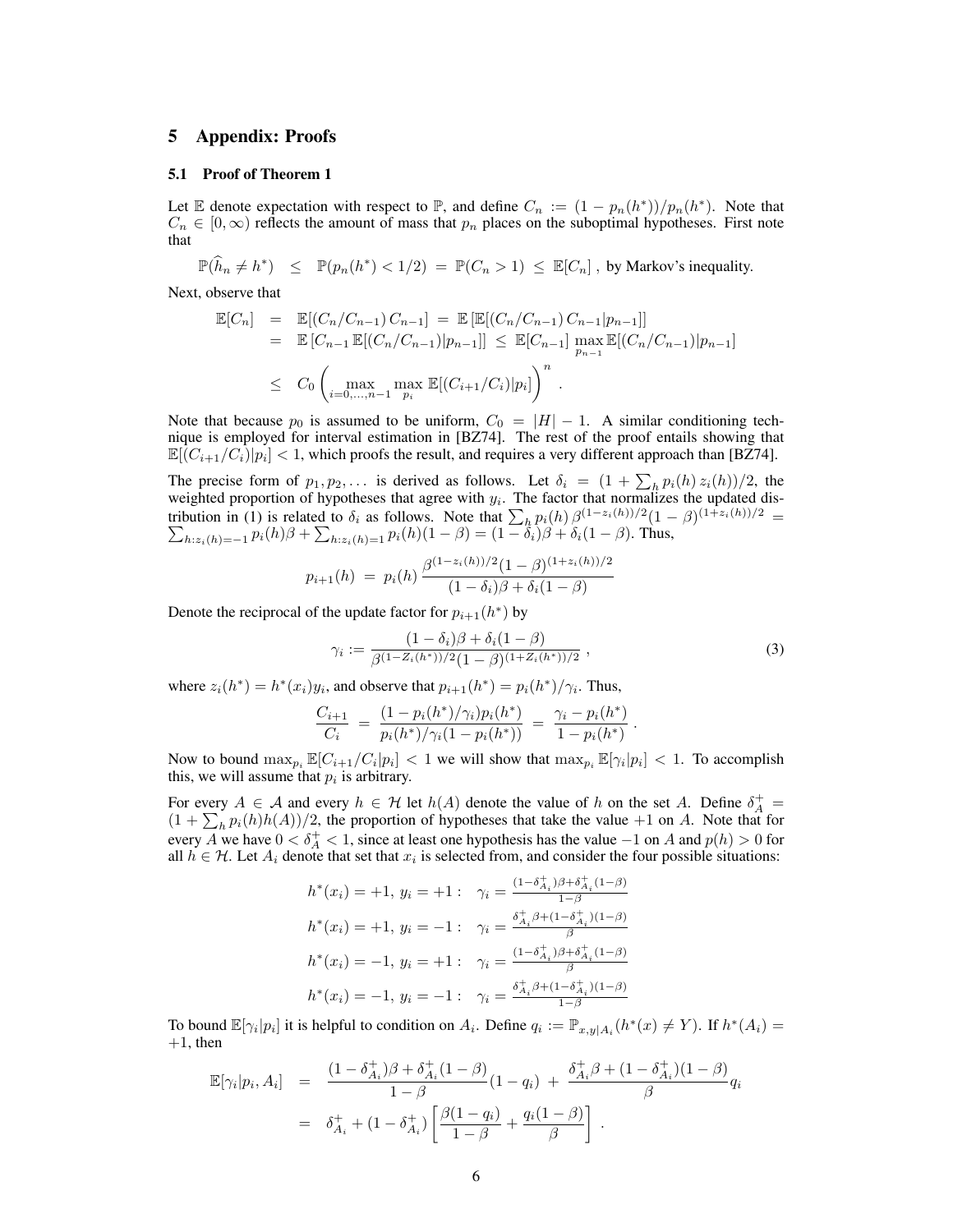## 5 Appendix: Proofs

### 5.1 Proof of Theorem 1

Let $\mathbb{E}$ denote expectation with respect to $\mathbb{P}$, and define $C_n := (1 - p_n(h^*))/p_n(h^*)$. Note that $C_n \in [0, \infty)$ reflects the amount of mass that $p_n$ places on the suboptimal hypotheses. First note that

$$\mathbb{P}(\widehat{h}_n \neq h^*) \leq \mathbb{P}(p_n(h^*) < 1/2) = \mathbb{P}(C_n > 1) \leq \mathbb{E}[C_n] \text{ , by Markov's inequality.}$$

Next, observe that

$$\begin{aligned}
\mathbb{E}[C_n] &= \mathbb{E}[(C_n/C_{n-1})\, C_{n-1}] = \mathbb{E}\left[\mathbb{E}[(C_n/C_{n-1})\, C_{n-1}|p_{n-1}]\right] \\
&= \mathbb{E}\left[C_{n-1}\, \mathbb{E}[(C_n/C_{n-1})|p_{n-1}]\right] \leq \mathbb{E}[C_{n-1}] \max_{p_{n-1}} \mathbb{E}[(C_n/C_{n-1})|p_{n-1}] \\
&\leq C_0 \left( \max_{i=0,\ldots,n-1} \max_{p_i} \mathbb{E}[(C_{i+1}/C_i)|p_i] \right)^n .
\end{aligned}$$

Note that because $p_0$ is assumed to be uniform, $C_0 = |H| - 1$. A similar conditioning technique is employed for interval estimation in [BZ74]. The rest of the proof entails showing that $\mathbb{E}[(C_{i+1}/C_i)|p_i] < 1$, which proofs the result, and requires a very different approach than [BZ74].

The precise form of $p_1, p_2, \ldots$ is derived as follows. Let $\delta_i = (1 + \sum_h p_i(h)\, z_i(h))/2$, the weighted proportion of hypotheses that agree with $y_i$. The factor that normalizes the updated distribution in (1) is related to $\delta_i$ as follows. Note that $\sum_h p_i(h)\, \beta^{(1-z_i(h))/2}(1-\beta)^{(1+z_i(h))/2} = \sum_{h:z_i(h)=-1} p_i(h)\beta + \sum_{h:z_i(h)=1} p_i(h)(1-\beta) = (1-\delta_i)\beta + \delta_i(1-\beta)$. Thus,

$$p_{i+1}(h) = p_i(h)\, \frac{\beta^{(1-z_i(h))/2}(1-\beta)^{(1+z_i(h))/2}}{(1-\delta_i)\beta + \delta_i(1-\beta)}$$

Denote the reciprocal of the update factor for $p_{i+1}(h^*)$ by

$$\gamma_i := \frac{(1-\delta_i)\beta + \delta_i(1-\beta)}{\beta^{(1-Z_i(h^*))/2}(1-\beta)^{(1+Z_i(h^*))/2}} \, , \tag{3}$$

where $z_i(h^*) = h^*(x_i)y_i$, and observe that $p_{i+1}(h^*) = p_i(h^*)/\gamma_i$. Thus,

$$\frac{C_{i+1}}{C_i} = \frac{(1 - p_i(h^*)/\gamma_i)p_i(h^*)}{p_i(h^*)/\gamma_i(1 - p_i(h^*))} = \frac{\gamma_i - p_i(h^*)}{1 - p_i(h^*)} \, .$$

Now to bound $\max_{p_i} \mathbb{E}[C_{i+1}/C_i|p_i] < 1$ we will show that $\max_{p_i} \mathbb{E}[\gamma_i|p_i] < 1$. To accomplish this, we will assume that $p_i$ is arbitrary.

For every $A \in \mathcal{A}$ and every $h \in \mathcal{H}$ let $h(A)$ denote the value of $h$ on the set $A$. Define $\delta_A^+ = (1 + \sum_h p_i(h)h(A))/2$, the proportion of hypotheses that take the value $+1$ on $A$. Note that for every $A$ we have $0 < \delta_A^+ < 1$, since at least one hypothesis has the value $-1$ on $A$ and $p(h) > 0$ for all $h \in \mathcal{H}$. Let $A_i$ denote that set that $x_i$ is selected from, and consider the four possible situations:

$$\begin{aligned}
h^*(x_i) = +1,\, y_i = +1: &\quad \gamma_i = \tfrac{(1-\delta_{A_i}^+)\beta + \delta_{A_i}^+(1-\beta)}{1-\beta} \\
h^*(x_i) = +1,\, y_i = -1: &\quad \gamma_i = \tfrac{\delta_{A_i}^+\beta + (1-\delta_{A_i}^+)(1-\beta)}{\beta} \\
h^*(x_i) = -1,\, y_i = +1: &\quad \gamma_i = \tfrac{(1-\delta_{A_i}^+)\beta + \delta_{A_i}^+(1-\beta)}{\beta} \\
h^*(x_i) = -1,\, y_i = -1: &\quad \gamma_i = \tfrac{\delta_{A_i}^+\beta + (1-\delta_{A_i}^+)(1-\beta)}{1-\beta}
\end{aligned}$$

To bound $\mathbb{E}[\gamma_i|p_i]$ it is helpful to condition on $A_i$. Define $q_i := \mathbb{P}_{x,y|A_i}(h^*(x) \neq Y)$. If $h^*(A_i) = +1$, then

$$\begin{aligned}
\mathbb{E}[\gamma_i|p_i, A_i] &= \frac{(1-\delta_{A_i}^+)\beta + \delta_{A_i}^+(1-\beta)}{1-\beta}(1-q_i) + \frac{\delta_{A_i}^+\beta + (1-\delta_{A_i}^+)(1-\beta)}{\beta} q_i \\
&= \delta_{A_i}^+ + (1-\delta_{A_i}^+)\left[\frac{\beta(1-q_i)}{1-\beta} + \frac{q_i(1-\beta)}{\beta}\right] .
\end{aligned}$$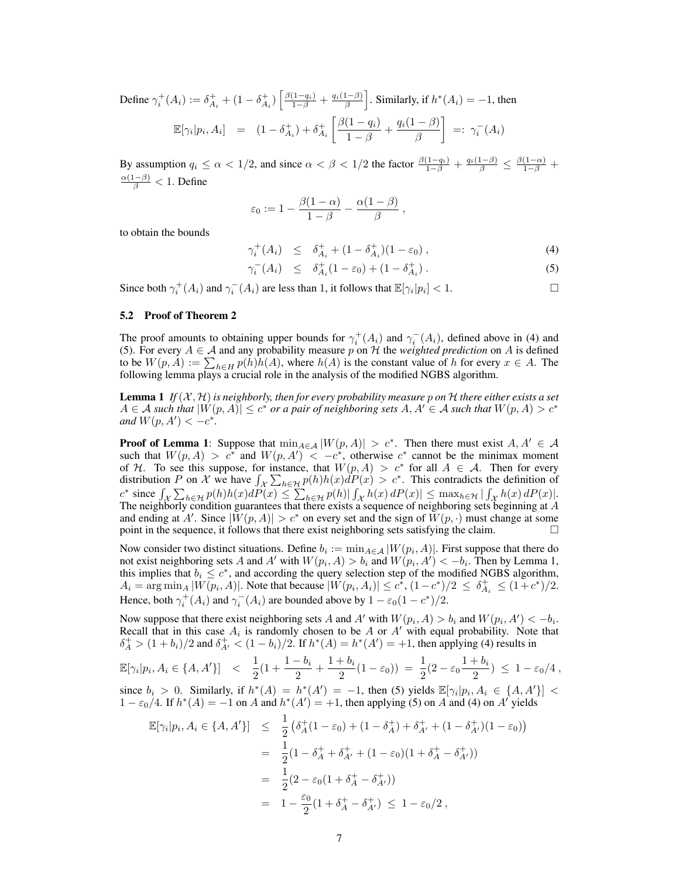Define $\gamma_i^+(A_i) := \delta^+_{A_i} + (1-\delta^+_{A_i})\left[\frac{\beta(1-q_i)}{1-\beta} + \frac{q_i(1-\beta)}{\beta}\right]$. Similarly, if $h^*(A_i) = -1$, then

$$\mathbb{E}[\gamma_i | p_i, A_i] \;=\; (1-\delta^+_{A_i}) + \delta^+_{A_i}\left[\frac{\beta(1-q_i)}{1-\beta} + \frac{q_i(1-\beta)}{\beta}\right] \;=:\; \gamma_i^-(A_i)$$

By assumption $q_i \leq \alpha < 1/2$, and since $\alpha < \beta < 1/2$ the factor $\frac{\beta(1-q_i)}{1-\beta} + \frac{q_i(1-\beta)}{\beta} \leq \frac{\beta(1-\alpha)}{1-\beta} + \frac{\alpha(1-\beta)}{\beta} < 1$. Define

$$\varepsilon_0 := 1 - \frac{\beta(1-\alpha)}{1-\beta} - \frac{\alpha(1-\beta)}{\beta}\,,$$

to obtain the bounds

$$\gamma_i^+(A_i) \;\leq\; \delta^+_{A_i} + (1-\delta^+_{A_i})(1-\varepsilon_0)\,, \tag{4}$$

$$\gamma_i^-(A_i) \;\leq\; \delta^+_{A_i}(1-\varepsilon_0) + (1-\delta^+_{A_i})\,. \tag{5}$$

Since both $\gamma_i^+(A_i)$ and $\gamma_i^-(A_i)$ are less than 1, it follows that $\mathbb{E}[\gamma_i | p_i] < 1$. □

### 5.2 Proof of Theorem 2

The proof amounts to obtaining upper bounds for $\gamma_i^+(A_i)$ and $\gamma_i^-(A_i)$, defined above in (4) and (5). For every $A \in \mathcal{A}$ and any probability measure $p$ on $\mathcal{H}$ the *weighted prediction* on $A$ is defined to be $W(p, A) := \sum_{h \in H} p(h) h(A)$, where $h(A)$ is the constant value of $h$ for every $x \in A$. The following lemma plays a crucial role in the analysis of the modified NGBS algorithm.

**Lemma 1** *If $(\mathcal{X}, \mathcal{H})$ is neighborly, then for every probability measure p on $\mathcal{H}$ there either exists a set $A \in \mathcal{A}$ such that $|W(p, A)| \leq c^*$ or a pair of neighboring sets $A, A' \in \mathcal{A}$ such that $W(p, A) > c^*$ and $W(p, A') < -c^*$.*

**Proof of Lemma 1**: Suppose that $\min_{A \in \mathcal{A}} |W(p, A)| > c^*$. Then there must exist $A, A' \in \mathcal{A}$ such that $W(p, A) > c^*$ and $W(p, A') < -c^*$, otherwise $c^*$ cannot be the minimax moment of $\mathcal{H}$. To see this suppose, for instance, that $W(p, A) > c^*$ for all $A \in \mathcal{A}$. Then for every distribution $P$ on $\mathcal{X}$ we have $\int_{\mathcal{X}} \sum_{h \in \mathcal{H}} p(h) h(x) dP(x) > c^*$. This contradicts the definition of $c^*$ since $\int_{\mathcal{X}} \sum_{h \in \mathcal{H}} p(h) h(x) dP(x) \leq \sum_{h \in \mathcal{H}} p(h) |\int_{\mathcal{X}} h(x)\, dP(x)| \leq \max_{h \in \mathcal{H}} |\int_{\mathcal{X}} h(x)\, dP(x)|$. The neighborly condition guarantees that there exists a sequence of neighboring sets beginning at $A$ and ending at $A'$. Since $|W(p, A)| > c^*$ on every set and the sign of $W(p, \cdot)$ must change at some point in the sequence, it follows that there exist neighboring sets satisfying the claim. □

Now consider two distinct situations. Define $b_i := \min_{A \in \mathcal{A}} |W(p_i, A)|$. First suppose that there do not exist neighboring sets $A$ and $A'$ with $W(p_i, A) > b_i$ and $W(p_i, A') < -b_i$. Then by Lemma 1, this implies that $b_i \leq c^*$, and according the query selection step of the modified NGBS algorithm, $A_i = \arg\min_A |W(p_i, A)|$. Note that because $|W(p_i, A_i)| \leq c^*$, $(1-c^*)/2 \;\leq\; \delta^+_{A_i} \;\leq (1+c^*)/2$. Hence, both $\gamma_i^+(A_i)$ and $\gamma_i^-(A_i)$ are bounded above by $1 - \varepsilon_0(1-c^*)/2$.

Now suppose that there exist neighboring sets $A$ and $A'$ with $W(p_i, A) > b_i$ and $W(p_i, A') < -b_i$. Recall that in this case $A_i$ is randomly chosen to be $A$ or $A'$ with equal probability. Note that $\delta^+_A > (1+b_i)/2$ and $\delta^+_{A'} < (1-b_i)/2$. If $h^*(A) = h^*(A') = +1$, then applying (4) results in

$$\mathbb{E}[\gamma_i | p_i, A_i \in \{A, A'\}] \;<\; \frac{1}{2}\Big(1 + \frac{1-b_i}{2} + \frac{1+b_i}{2}(1-\varepsilon_0)\Big) \;=\; \frac{1}{2}\Big(2 - \varepsilon_0\frac{1+b_i}{2}\Big) \;\leq\; 1 - \varepsilon_0/4\,,$$

since $b_i > 0$. Similarly, if $h^*(A) = h^*(A') = -1$, then (5) yields $\mathbb{E}[\gamma_i | p_i, A_i \in \{A, A'\}] < 1 - \varepsilon_0/4$. If $h^*(A) = -1$ on $A$ and $h^*(A') = +1$, then applying (5) on $A$ and (4) on $A'$ yields

$$\begin{aligned}
\mathbb{E}[\gamma_i | p_i, A_i \in \{A, A'\}] &\leq \frac{1}{2}\left(\delta^+_A(1-\varepsilon_0) + (1-\delta^+_A) + \delta^+_{A'} + (1-\delta^+_{A'})(1-\varepsilon_0)\right) \\
&= \frac{1}{2}(1 - \delta^+_A + \delta^+_{A'} + (1-\varepsilon_0)(1 + \delta^+_A - \delta^+_{A'})) \\
&= \frac{1}{2}(2 - \varepsilon_0(1 + \delta^+_A - \delta^+_{A'})) \\
&= 1 - \frac{\varepsilon_0}{2}(1 + \delta^+_A - \delta^+_{A'}) \;\leq\; 1 - \varepsilon_0/2\,,
\end{aligned}$$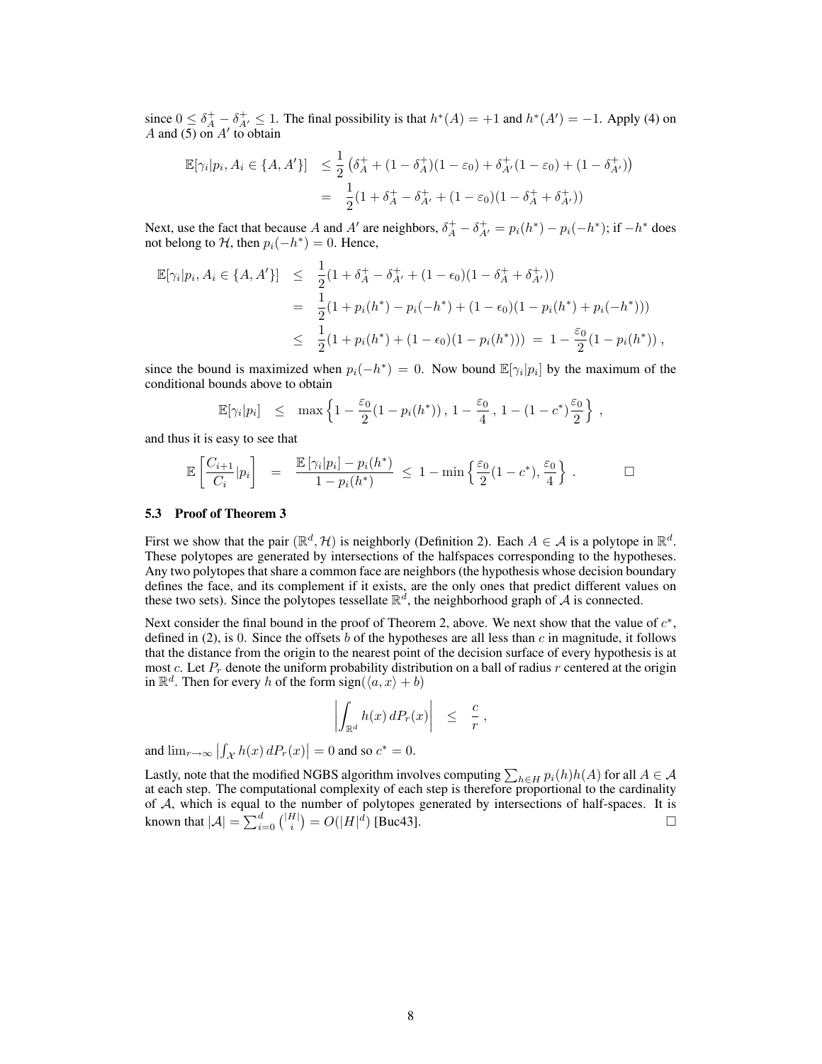since $0 \leq \delta_A^+ - \delta_{A'}^+ \leq 1$. The final possibility is that $h^*(A) = +1$ and $h^*(A') = -1$. Apply (4) on $A$ and (5) on $A'$ to obtain

$$
\begin{aligned}
\mathbb{E}[\gamma_i | p_i, A_i \in \{A, A'\}] &\leq \frac{1}{2}\left(\delta_A^+ + (1 - \delta_A^+)(1 - \varepsilon_0) + \delta_{A'}^+(1 - \varepsilon_0) + (1 - \delta_{A'}^+)\right) \\
&= \frac{1}{2}(1 + \delta_A^+ - \delta_{A'}^+ + (1 - \varepsilon_0)(1 - \delta_A^+ + \delta_{A'}^+))
\end{aligned}
$$

Next, use the fact that because $A$ and $A'$ are neighbors, $\delta_A^+ - \delta_{A'}^+ = p_i(h^*) - p_i(-h^*)$; if $-h^*$ does not belong to $\mathcal{H}$, then $p_i(-h^*) = 0$. Hence,

$$
\begin{aligned}
\mathbb{E}[\gamma_i | p_i, A_i \in \{A, A'\}] &\leq \frac{1}{2}(1 + \delta_A^+ - \delta_{A'}^+ + (1 - \epsilon_0)(1 - \delta_A^+ + \delta_{A'}^+)) \\
&= \frac{1}{2}(1 + p_i(h^*) - p_i(-h^*) + (1 - \epsilon_0)(1 - p_i(h^*) + p_i(-h^*))) \\
&\leq \frac{1}{2}(1 + p_i(h^*) + (1 - \epsilon_0)(1 - p_i(h^*))) \;=\; 1 - \frac{\varepsilon_0}{2}(1 - p_i(h^*)) \,,
\end{aligned}
$$

since the bound is maximized when $p_i(-h^*) = 0$. Now bound $\mathbb{E}[\gamma_i | p_i]$ by the maximum of the conditional bounds above to obtain

$$
\mathbb{E}[\gamma_i | p_i] \quad \leq \quad \max\left\{1 - \frac{\varepsilon_0}{2}(1 - p_i(h^*))\,,\, 1 - \frac{\varepsilon_0}{4}\,,\, 1 - (1 - c^*)\frac{\varepsilon_0}{2}\right\} \,,
$$

and thus it is easy to see that

$$
\mathbb{E}\left[\frac{C_{i+1}}{C_i} | p_i\right] \quad = \quad \frac{\mathbb{E}\left[\gamma_i | p_i\right] - p_i(h^*)}{1 - p_i(h^*)} \;\leq\; 1 - \min\left\{\frac{\varepsilon_0}{2}(1 - c^*), \frac{\varepsilon_0}{4}\right\} \,. \qquad \square
$$

### 5.3 Proof of Theorem 3

First we show that the pair $(\mathbb{R}^d, \mathcal{H})$ is neighborly (Definition 2). Each $A \in \mathcal{A}$ is a polytope in $\mathbb{R}^d$. These polytopes are generated by intersections of the halfspaces corresponding to the hypotheses. Any two polytopes that share a common face are neighbors (the hypothesis whose decision boundary defines the face, and its complement if it exists, are the only ones that predict different values on these two sets). Since the polytopes tessellate $\mathbb{R}^d$, the neighborhood graph of $\mathcal{A}$ is connected.

Next consider the final bound in the proof of Theorem 2, above. We next show that the value of $c^*$, defined in (2), is 0. Since the offsets $b$ of the hypotheses are all less than $c$ in magnitude, it follows that the distance from the origin to the nearest point of the decision surface of every hypothesis is at most $c$. Let $P_r$ denote the uniform probability distribution on a ball of radius $r$ centered at the origin in $\mathbb{R}^d$. Then for every $h$ of the form $\text{sign}(\langle a, x\rangle + b)$

$$
\left|\int_{\mathbb{R}^d} h(x)\, dP_r(x)\right| \quad \leq \quad \frac{c}{r} \,,
$$

and $\lim_{r\to\infty} \left|\int_{\mathcal{X}} h(x)\, dP_r(x)\right| = 0$ and so $c^* = 0$.

Lastly, note that the modified NGBS algorithm involves computing $\sum_{h\in H} p_i(h)h(A)$ for all $A \in \mathcal{A}$ at each step. The computational complexity of each step is therefore proportional to the cardinality of $\mathcal{A}$, which is equal to the number of polytopes generated by intersections of half-spaces. It is known that $|\mathcal{A}| = \sum_{i=0}^{d}\binom{|H|}{i} = O(|H|^d)$ [Buc43]. $\square$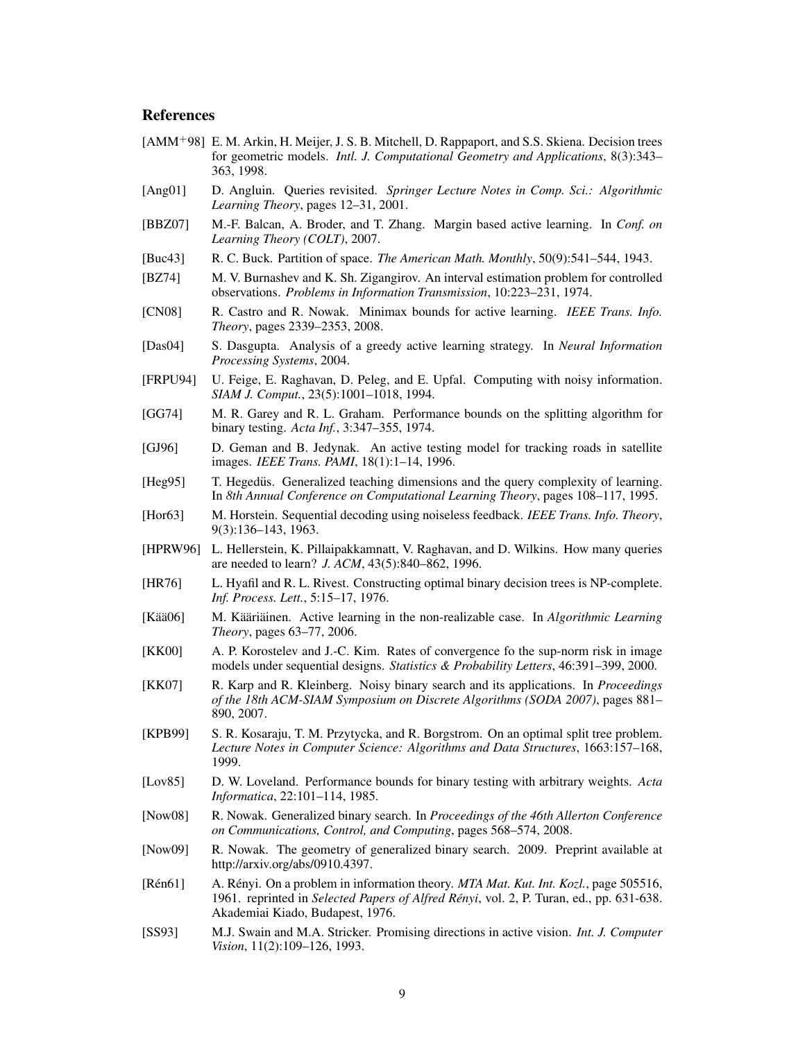## References

[AMM+98] E. M. Arkin, H. Meijer, J. S. B. Mitchell, D. Rappaport, and S.S. Skiena. Decision trees for geometric models. *Intl. J. Computational Geometry and Applications*, 8(3):343–363, 1998.

[Ang01] D. Angluin. Queries revisited. *Springer Lecture Notes in Comp. Sci.: Algorithmic Learning Theory*, pages 12–31, 2001.

[BBZ07] M.-F. Balcan, A. Broder, and T. Zhang. Margin based active learning. In *Conf. on Learning Theory (COLT)*, 2007.

[Buc43] R. C. Buck. Partition of space. *The American Math. Monthly*, 50(9):541–544, 1943.

[BZ74] M. V. Burnashev and K. Sh. Zigangirov. An interval estimation problem for controlled observations. *Problems in Information Transmission*, 10:223–231, 1974.

[CN08] R. Castro and R. Nowak. Minimax bounds for active learning. *IEEE Trans. Info. Theory*, pages 2339–2353, 2008.

[Das04] S. Dasgupta. Analysis of a greedy active learning strategy. In *Neural Information Processing Systems*, 2004.

[FRPU94] U. Feige, E. Raghavan, D. Peleg, and E. Upfal. Computing with noisy information. *SIAM J. Comput.*, 23(5):1001–1018, 1994.

[GG74] M. R. Garey and R. L. Graham. Performance bounds on the splitting algorithm for binary testing. *Acta Inf.*, 3:347–355, 1974.

[GJ96] D. Geman and B. Jedynak. An active testing model for tracking roads in satellite images. *IEEE Trans. PAMI*, 18(1):1–14, 1996.

[Heg95] T. Hegedüs. Generalized teaching dimensions and the query complexity of learning. In *8th Annual Conference on Computational Learning Theory*, pages 108–117, 1995.

[Hor63] M. Horstein. Sequential decoding using noiseless feedback. *IEEE Trans. Info. Theory*, 9(3):136–143, 1963.

[HPRW96] L. Hellerstein, K. Pillaipakkamnatt, V. Raghavan, and D. Wilkins. How many queries are needed to learn? *J. ACM*, 43(5):840–862, 1996.

[HR76] L. Hyafil and R. L. Rivest. Constructing optimal binary decision trees is NP-complete. *Inf. Process. Lett.*, 5:15–17, 1976.

[Kää06] M. Kääriäinen. Active learning in the non-realizable case. In *Algorithmic Learning Theory*, pages 63–77, 2006.

[KK00] A. P. Korostelev and J.-C. Kim. Rates of convergence fo the sup-norm risk in image models under sequential designs. *Statistics & Probability Letters*, 46:391–399, 2000.

[KK07] R. Karp and R. Kleinberg. Noisy binary search and its applications. In *Proceedings of the 18th ACM-SIAM Symposium on Discrete Algorithms (SODA 2007)*, pages 881–890, 2007.

[KPB99] S. R. Kosaraju, T. M. Przytycka, and R. Borgstrom. On an optimal split tree problem. *Lecture Notes in Computer Science: Algorithms and Data Structures*, 1663:157–168, 1999.

[Lov85] D. W. Loveland. Performance bounds for binary testing with arbitrary weights. *Acta Informatica*, 22:101–114, 1985.

[Now08] R. Nowak. Generalized binary search. In *Proceedings of the 46th Allerton Conference on Communications, Control, and Computing*, pages 568–574, 2008.

[Now09] R. Nowak. The geometry of generalized binary search. 2009. Preprint available at http://arxiv.org/abs/0910.4397.

[Rén61] A. Rényi. On a problem in information theory. *MTA Mat. Kut. Int. Kozl.*, page 505516, 1961. reprinted in *Selected Papers of Alfred Rényi*, vol. 2, P. Turan, ed., pp. 631-638. Akademiai Kiado, Budapest, 1976.

[SS93] M.J. Swain and M.A. Stricker. Promising directions in active vision. *Int. J. Computer Vision*, 11(2):109–126, 1993.